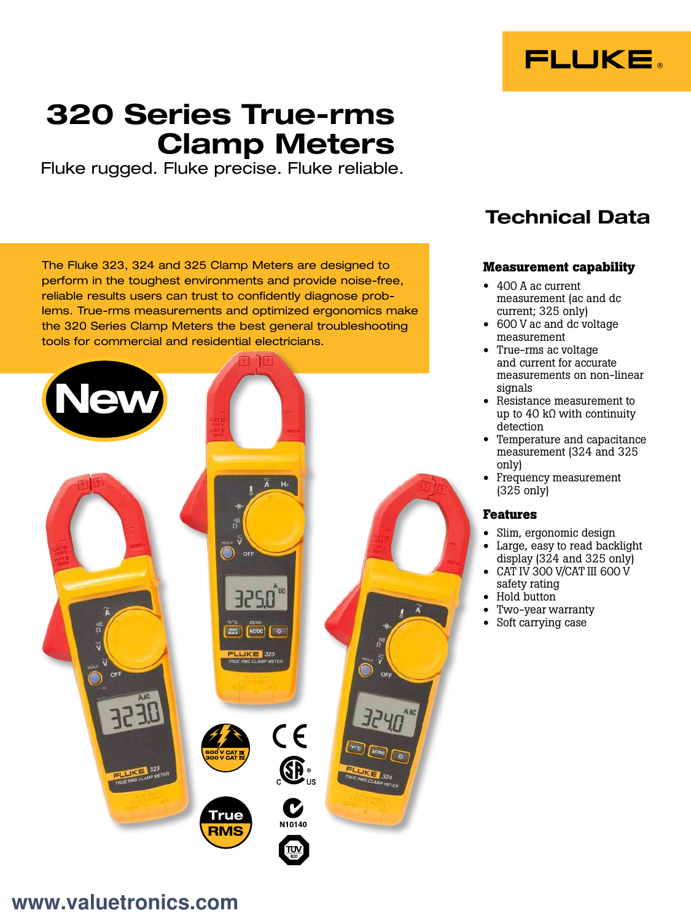FLUKE

# 320 Series True-rms Clamp Meters

Fluke rugged. Fluke precise. Fluke reliable.

## Technical Data

The Fluke 323, 324 and 325 Clamp Meters are designed to perform in the toughest environments and provide noise-free, reliable results users can trust to confidently diagnose problems. True-rms measurements and optimized ergonomics make the 320 Series Clamp Meters the best general troubleshooting tools for commercial and residential electricians.

### Measurement capability

- 400 A ac current measurement (ac and dc current; 325 only)
- 600 V ac and dc voltage measurement
- True-rms ac voltage and current for accurate measurements on non-linear signals
- Resistance measurement to up to 40 kΩ with continuity detection
- Temperature and capacitance measurement (324 and 325 only)
- Frequency measurement (325 only)

### Features

- Slim, ergonomic design
- Large, easy to read backlight display (324 and 325 only)
- CAT IV 300 V/CAT III 600 V safety rating
- Hold button
- Two-year warranty
- Soft carrying case

www.valuetronics.com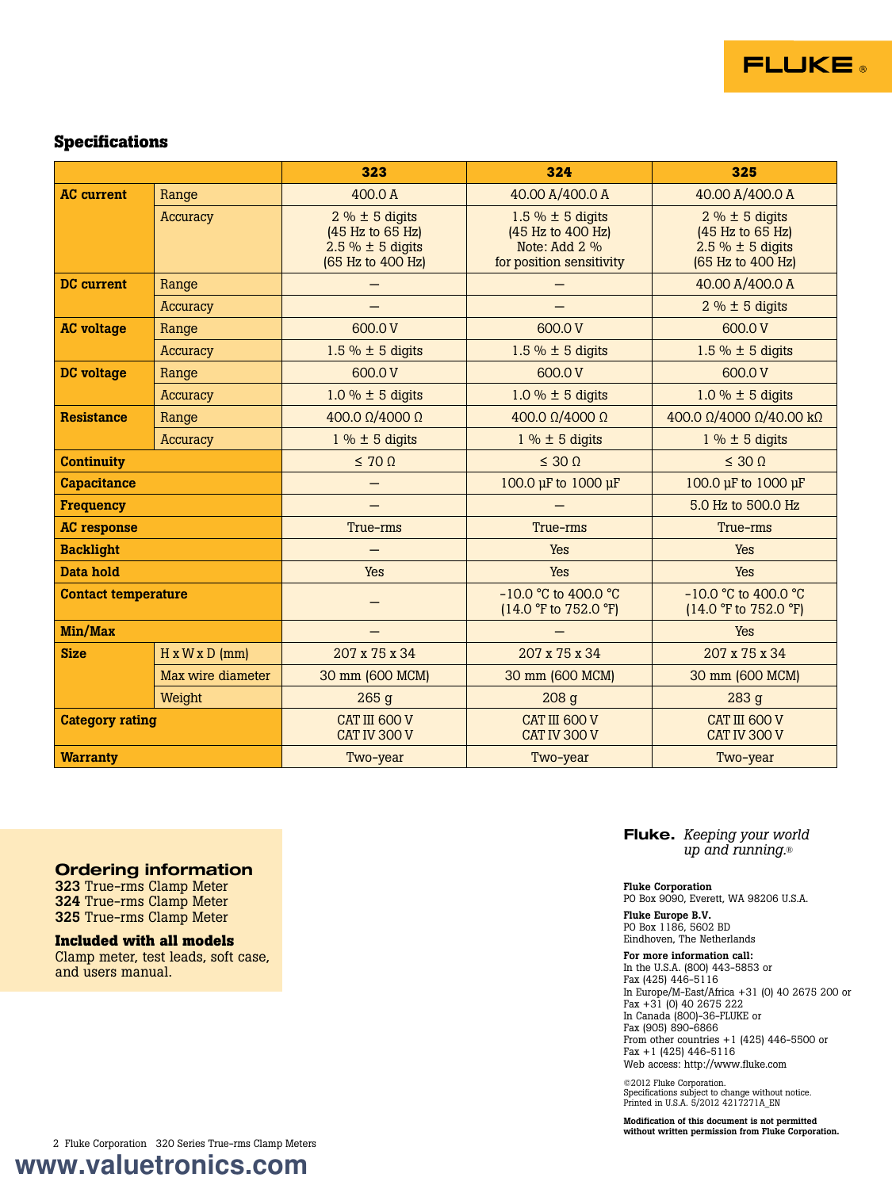## Specifications

| | | 323 | 324 | 325 |
|---|---|---|---|---|
| **AC current** | Range | 400.0 A | 40.00 A/400.0 A | 40.00 A/400.0 A |
| | Accuracy | 2 % ± 5 digits (45 Hz to 65 Hz) 2.5 % ± 5 digits (65 Hz to 400 Hz) | 1.5 % ± 5 digits (45 Hz to 400 Hz) Note: Add 2 % for position sensitivity | 2 % ± 5 digits (45 Hz to 65 Hz) 2.5 % ± 5 digits (65 Hz to 400 Hz) |
| **DC current** | Range | – | – | 40.00 A/400.0 A |
| | Accuracy | – | – | 2 % ± 5 digits |
| **AC voltage** | Range | 600.0 V | 600.0 V | 600.0 V |
| | Accuracy | 1.5 % ± 5 digits | 1.5 % ± 5 digits | 1.5 % ± 5 digits |
| **DC voltage** | Range | 600.0 V | 600.0 V | 600.0 V |
| | Accuracy | 1.0 % ± 5 digits | 1.0 % ± 5 digits | 1.0 % ± 5 digits |
| **Resistance** | Range | 400.0 Ω/4000 Ω | 400.0 Ω/4000 Ω | 400.0 Ω/4000 Ω/40.00 kΩ |
| | Accuracy | 1 % ± 5 digits | 1 % ± 5 digits | 1 % ± 5 digits |
| **Continuity** | | ≤ 70 Ω | ≤ 30 Ω | ≤ 30 Ω |
| **Capacitance** | | – | 100.0 μF to 1000 μF | 100.0 μF to 1000 μF |
| **Frequency** | | – | – | 5.0 Hz to 500.0 Hz |
| **AC response** | | True-rms | True-rms | True-rms |
| **Backlight** | | – | Yes | Yes |
| **Data hold** | | Yes | Yes | Yes |
| **Contact temperature** | | – | -10.0 °C to 400.0 °C (14.0 °F to 752.0 °F) | -10.0 °C to 400.0 °C (14.0 °F to 752.0 °F) |
| **Min/Max** | | – | – | Yes |
| **Size** | H x W x D (mm) | 207 x 75 x 34 | 207 x 75 x 34 | 207 x 75 x 34 |
| | Max wire diameter | 30 mm (600 MCM) | 30 mm (600 MCM) | 30 mm (600 MCM) |
| | Weight | 265 g | 208 g | 283 g |
| **Category rating** | | CAT III 600 V CAT IV 300 V | CAT III 600 V CAT IV 300 V | CAT III 600 V CAT IV 300 V |
| **Warranty** | | Two-year | Two-year | Two-year |

## Ordering information

**323** True-rms Clamp Meter
**324** True-rms Clamp Meter
**325** True-rms Clamp Meter

**Included with all models**
Clamp meter, test leads, soft case, and users manual.

**Fluke.** *Keeping your world up and running.®*

**Fluke Corporation**
PO Box 9090, Everett, WA 98206 U.S.A.

**Fluke Europe B.V.**
PO Box 1186, 5602 BD
Eindhoven, The Netherlands

**For more information call:**
In the U.S.A. (800) 443-5853 or
Fax (425) 446-5116
In Europe/M-East/Africa +31 (0) 40 2675 200 or
Fax +31 (0) 40 2675 222
In Canada (800)-36-FLUKE or
Fax (905) 890-6866
From other countries +1 (425) 446-5500 or
Fax +1 (425) 446-5116
Web access: http://www.fluke.com

©2012 Fluke Corporation.
Specifications subject to change without notice.
Printed in U.S.A. 5/2012 4217271A_EN

**Modification of this document is not permitted without written permission from Fluke Corporation.**

www.valuetronics.com